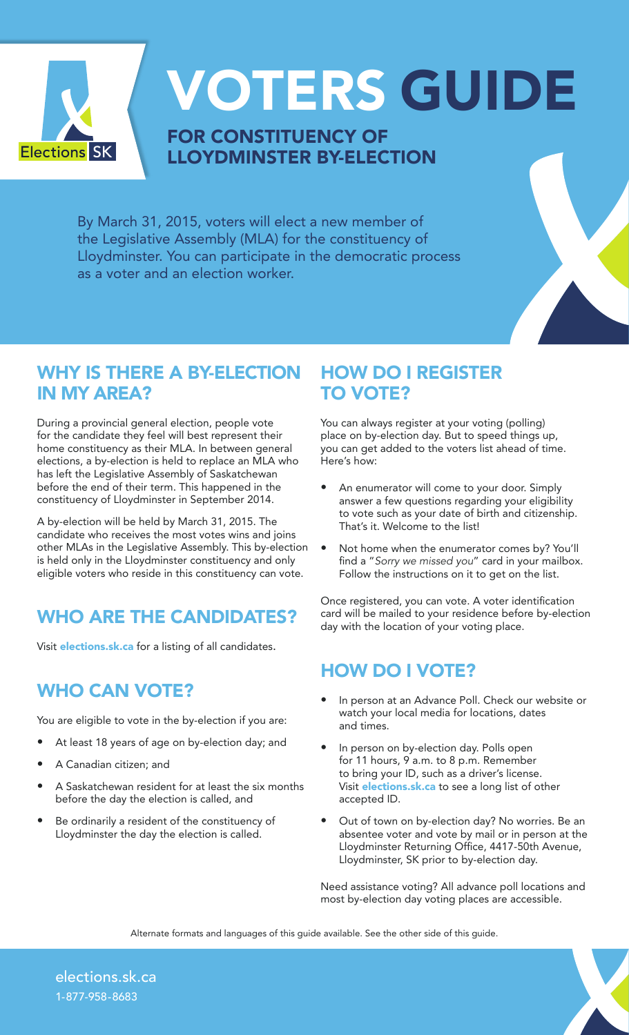# VOTERS GUIDE

## FOR CONSTITUENCY OF LLOYDMINSTER BY-ELECTION

By March 31, 2015, voters will elect a new member of the Legislative Assembly (MLA) for the constituency of Lloydminster. You can participate in the democratic process as a voter and an election worker.

## WHY IS THERE A BY-ELECTION IN MY AREA?

During a provincial general election, people vote for the candidate they feel will best represent their home constituency as their MLA. In between general elections, a by-election is held to replace an MLA who has left the Legislative Assembly of Saskatchewan before the end of their term. This happened in the constituency of Lloydminster in September 2014.

A by-election will be held by March 31, 2015. The candidate who receives the most votes wins and joins other MLAs in the Legislative Assembly. This by-election is held only in the Lloydminster constituency and only eligible voters who reside in this constituency can vote.

## WHO ARE THE CANDIDATES?

Visit **elections.sk.ca** for a listing of all candidates.

## WHO CAN VOTE?

You are eligible to vote in the by-election if you are:

- At least 18 years of age on by-election day; and
- A Canadian citizen; and
- A Saskatchewan resident for at least the six months before the day the election is called, and
- Be ordinarily a resident of the constituency of Lloydminster the day the election is called.

## HOW DO I REGISTER TO VOTE?

You can always register at your voting (polling) place on by-election day. But to speed things up, you can get added to the voters list ahead of time. Here's how:

- An enumerator will come to your door. Simply answer a few questions regarding your eligibility to vote such as your date of birth and citizenship. That's it. Welcome to the list!
- Not home when the enumerator comes by? You'll find a "*Sorry we missed you*" card in your mailbox. Follow the instructions on it to get on the list.

Once registered, you can vote. A voter identification card will be mailed to your residence before by-election day with the location of your voting place.

## HOW DO I VOTE?

- In person at an Advance Poll. Check our website or watch your local media for locations, dates and times.
- In person on by-election day. Polls open for 11 hours, 9 a.m. to 8 p.m. Remember to bring your ID, such as a driver's license. Visit **elections.sk.ca** to see a long list of other accepted ID.
- Out of town on by-election day? No worries. Be an absentee voter and vote by mail or in person at the Lloydminster Returning Office, 4417-50th Avenue, Lloydminster, SK prior to by-election day.

Need assistance voting? All advance poll locations and most by-election day voting places are accessible.

Alternate formats and languages of this guide available. See the other side of this guide.

elections.sk.ca
1-877-958-8683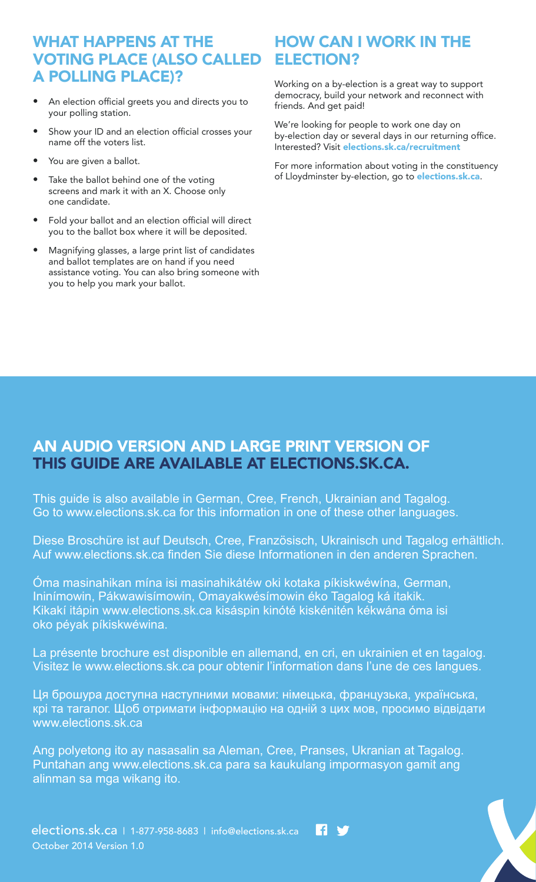## WHAT HAPPENS AT THE VOTING PLACE (ALSO CALLED A POLLING PLACE)?

- An election official greets you and directs you to your polling station.
- Show your ID and an election official crosses your name off the voters list.
- You are given a ballot.
- Take the ballot behind one of the voting screens and mark it with an X. Choose only one candidate.
- Fold your ballot and an election official will direct you to the ballot box where it will be deposited.
- Magnifying glasses, a large print list of candidates and ballot templates are on hand if you need assistance voting. You can also bring someone with you to help you mark your ballot.

## HOW CAN I WORK IN THE ELECTION?

Working on a by-election is a great way to support democracy, build your network and reconnect with friends. And get paid!

We're looking for people to work one day on by-election day or several days in our returning office. Interested? Visit **elections.sk.ca/recruitment**

For more information about voting in the constituency of Lloydminster by-election, go to **elections.sk.ca**.

## AN AUDIO VERSION AND LARGE PRINT VERSION OF THIS GUIDE ARE AVAILABLE AT ELECTIONS.SK.CA.

This guide is also available in German, Cree, French, Ukrainian and Tagalog. Go to www.elections.sk.ca for this information in one of these other languages.

Diese Broschüre ist auf Deutsch, Cree, Französisch, Ukrainisch und Tagalog erhältlich. Auf www.elections.sk.ca finden Sie diese Informationen in den anderen Sprachen.

Óma masinahikan mína isi masinahikátéw oki kotaka píkiskwéwína, German, Ininímowin, Pákwawisímowin, Omayakwésímowin éko Tagalog ká itakik. Kikakí itápin www.elections.sk.ca kisáspin kinóté kiskénitén kékwána óma isi oko péyak píkiskwéwina.

La présente brochure est disponible en allemand, en cri, en ukrainien et en tagalog. Visitez le www.elections.sk.ca pour obtenir l'information dans l'une de ces langues.

Ця брошура доступна наступними мовами: німецька, французька, українська, крі та тагалог. Щоб отримати інформацію на одній з цих мов, просимо відвідати www.elections.sk.ca

Ang polyetong ito ay nasasalin sa Aleman, Cree, Pranses, Ukranian at Tagalog. Puntahan ang www.elections.sk.ca para sa kaukulang impormasyon gamit ang alinman sa mga wikang ito.

elections.sk.ca | 1-877-958-8683 | info@elections.sk.ca

October 2014 Version 1.0